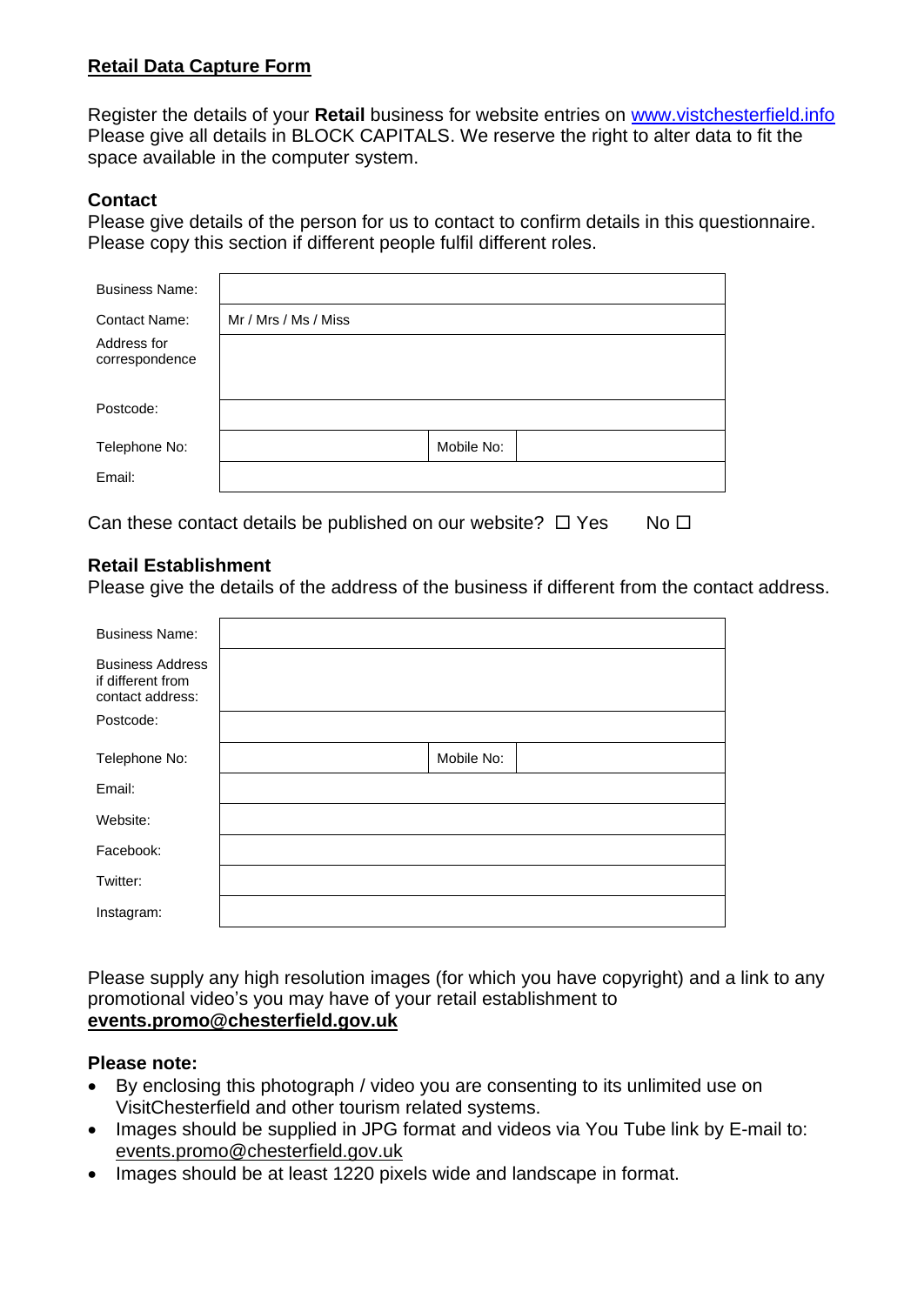## Retail Data Capture Form

Register the details of your **Retail** business for website entries on [www.vistchesterfield.info](www.vistchesterfield.info)
Please give all details in BLOCK CAPITALS. We reserve the right to alter data to fit the space available in the computer system.

### Contact

Please give details of the person for us to contact to confirm details in this questionnaire. Please copy this section if different people fulfil different roles.

| | | | |
|---|---|---|---|
| Business Name: | | | |
| Contact Name: | Mr / Mrs / Ms / Miss | | |
| Address for correspondence | | | |
| Postcode: | | | |
| Telephone No: | | Mobile No: | |
| Email: | | | |

Can these contact details be published on our website? ☐ Yes No ☐

### Retail Establishment

Please give the details of the address of the business if different from the contact address.

| | | | |
|---|---|---|---|
| Business Name: | | | |
| Business Address if different from contact address: | | | |
| Postcode: | | | |
| Telephone No: | | Mobile No: | |
| Email: | | | |
| Website: | | | |
| Facebook: | | | |
| Twitter: | | | |
| Instagram: | | | |

Please supply any high resolution images (for which you have copyright) and a link to any promotional video's you may have of your retail establishment to **events.promo@chesterfield.gov.uk**

**Please note:**

- By enclosing this photograph / video you are consenting to its unlimited use on VisitChesterfield and other tourism related systems.
- Images should be supplied in JPG format and videos via You Tube link by E-mail to: events.promo@chesterfield.gov.uk
- Images should be at least 1220 pixels wide and landscape in format.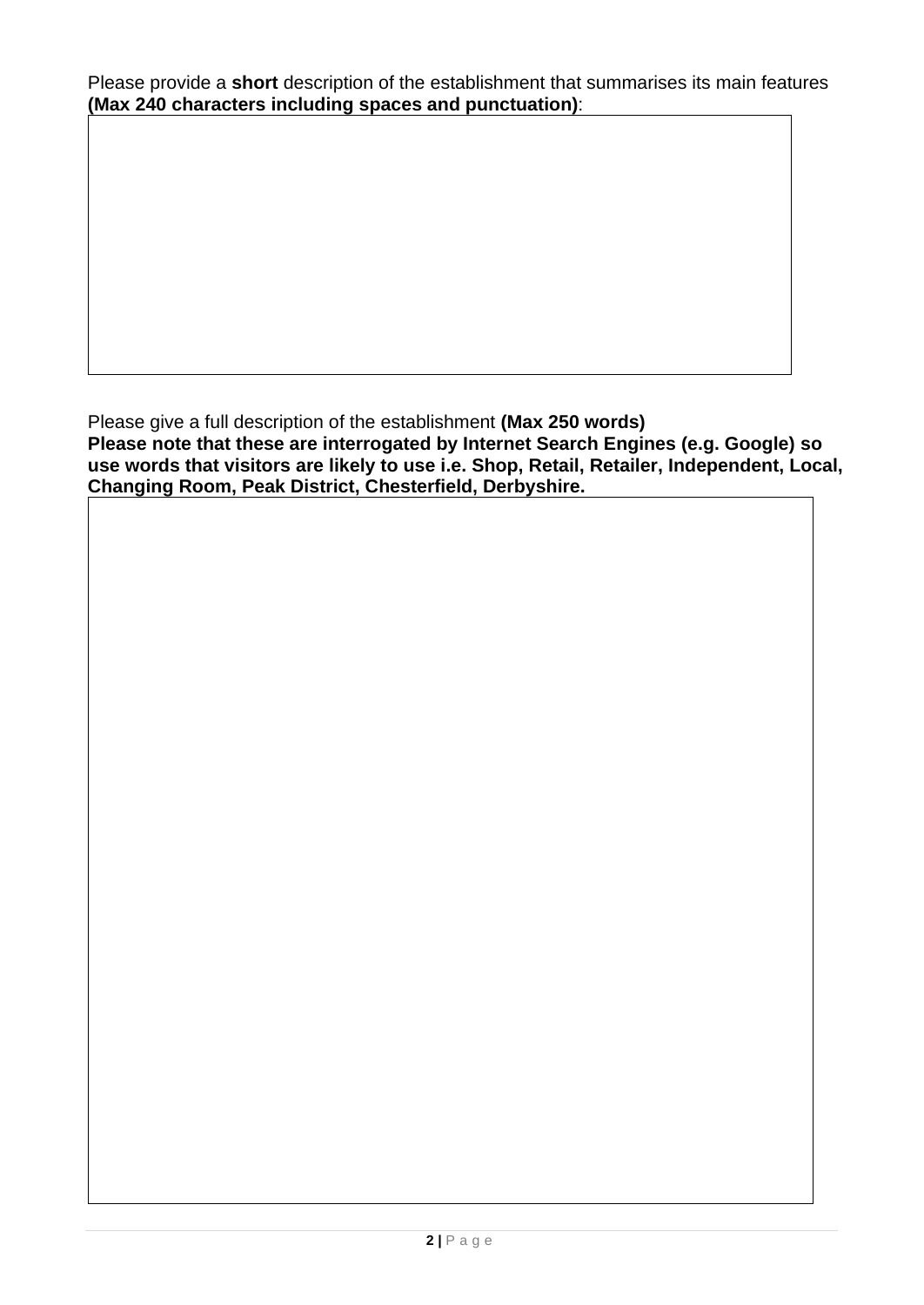Please provide a **short** description of the establishment that summarises its main features **(Max 240 characters including spaces and punctuation)**:

| |
|---|
| |

Please give a full description of the establishment **(Max 250 words)**
**Please note that these are interrogated by Internet Search Engines (e.g. Google) so use words that visitors are likely to use i.e. Shop, Retail, Retailer, Independent, Local, Changing Room, Peak District, Chesterfield, Derbyshire.**

| |
|---|
| |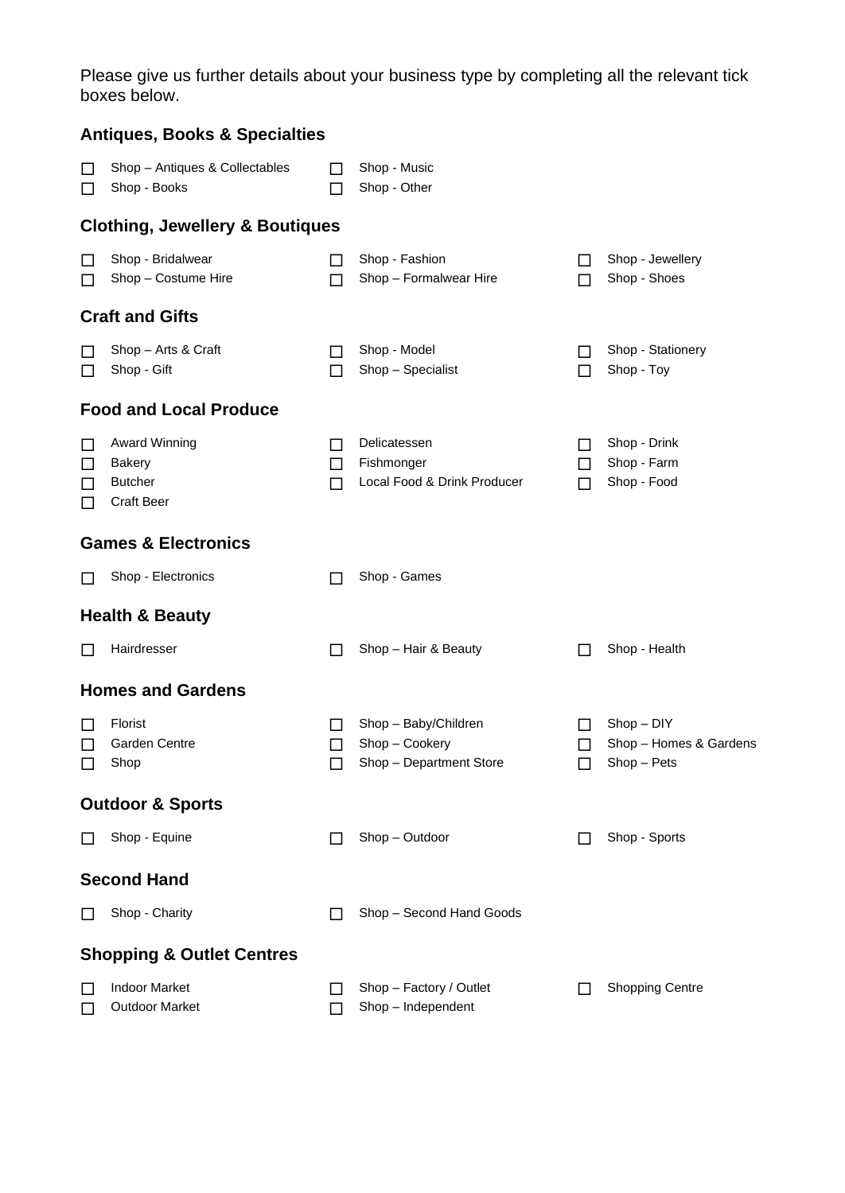Please give us further details about your business type by completing all the relevant tick boxes below.

### Antiques, Books & Specialties

- ☐ Shop – Antiques & Collectables
- ☐ Shop - Books
- ☐ Shop - Music
- ☐ Shop - Other

### Clothing, Jewellery & Boutiques

- ☐ Shop - Bridalwear
- ☐ Shop – Costume Hire
- ☐ Shop - Fashion
- ☐ Shop – Formalwear Hire
- ☐ Shop - Jewellery
- ☐ Shop - Shoes

### Craft and Gifts

- ☐ Shop – Arts & Craft
- ☐ Shop - Gift
- ☐ Shop - Model
- ☐ Shop – Specialist
- ☐ Shop - Stationery
- ☐ Shop - Toy

### Food and Local Produce

- ☐ Award Winning
- ☐ Bakery
- ☐ Butcher
- ☐ Craft Beer
- ☐ Delicatessen
- ☐ Fishmonger
- ☐ Local Food & Drink Producer
- ☐ Shop - Drink
- ☐ Shop - Farm
- ☐ Shop - Food

### Games & Electronics

- ☐ Shop - Electronics
- ☐ Shop - Games

### Health & Beauty

- ☐ Hairdresser
- ☐ Shop – Hair & Beauty
- ☐ Shop - Health

### Homes and Gardens

- ☐ Florist
- ☐ Garden Centre
- ☐ Shop
- ☐ Shop – Baby/Children
- ☐ Shop – Cookery
- ☐ Shop – Department Store
- ☐ Shop – DIY
- ☐ Shop – Homes & Gardens
- ☐ Shop – Pets

### Outdoor & Sports

- ☐ Shop - Equine
- ☐ Shop – Outdoor
- ☐ Shop - Sports

### Second Hand

- ☐ Shop - Charity
- ☐ Shop – Second Hand Goods

### Shopping & Outlet Centres

- ☐ Indoor Market
- ☐ Outdoor Market
- ☐ Shop – Factory / Outlet
- ☐ Shop – Independent
- ☐ Shopping Centre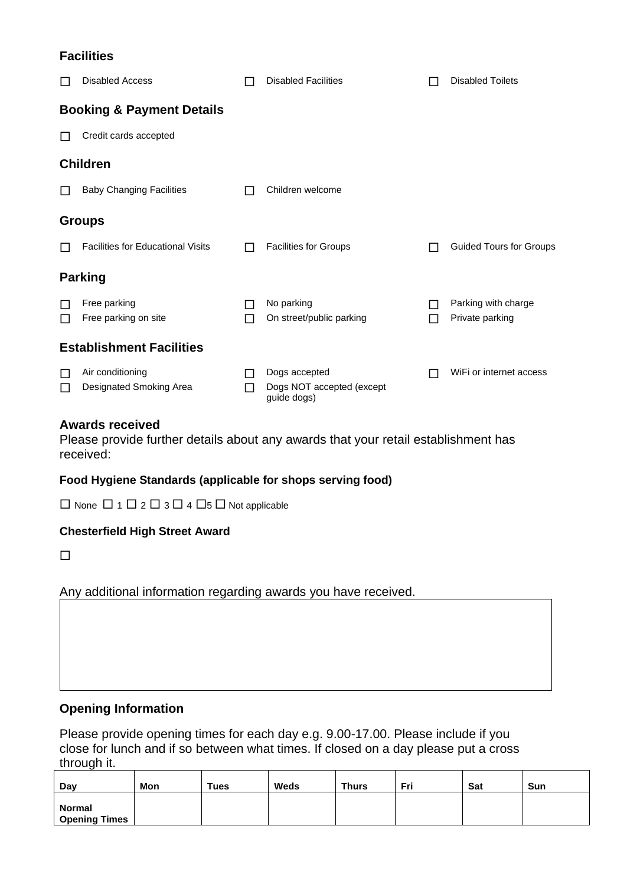## Facilities

- ☐ Disabled Access
- ☐ Disabled Facilities
- ☐ Disabled Toilets

## Booking & Payment Details

- ☐ Credit cards accepted

## Children

- ☐ Baby Changing Facilities
- ☐ Children welcome

## Groups

- ☐ Facilities for Educational Visits
- ☐ Facilities for Groups
- ☐ Guided Tours for Groups

## Parking

- ☐ Free parking
- ☐ Free parking on site
- ☐ No parking
- ☐ On street/public parking
- ☐ Parking with charge
- ☐ Private parking

## Establishment Facilities

- ☐ Air conditioning
- ☐ Designated Smoking Area
- ☐ Dogs accepted
- ☐ Dogs NOT accepted (except guide dogs)
- ☐ WiFi or internet access

## Awards received

Please provide further details about any awards that your retail establishment has received:

### Food Hygiene Standards (applicable for shops serving food)

☐ None ☐ 1 ☐ 2 ☐ 3 ☐ 4 ☐5 ☐ Not applicable

### Chesterfield High Street Award

☐

Any additional information regarding awards you have received.

| |
|---|
| |

## Opening Information

Please provide opening times for each day e.g. 9.00-17.00. Please include if you close for lunch and if so between what times. If closed on a day please put a cross through it.

| Day | Mon | Tues | Weds | Thurs | Fri | Sat | Sun |
|---|---|---|---|---|---|---|---|
| Normal Opening Times | | | | | | | |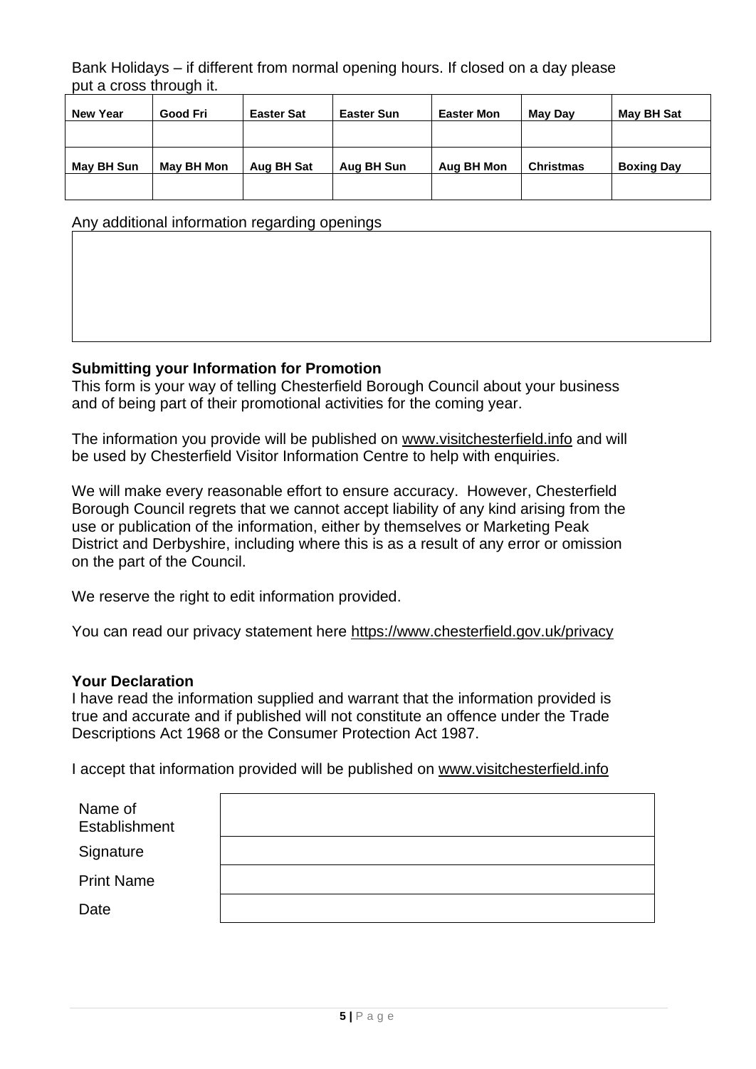Bank Holidays – if different from normal opening hours. If closed on a day please put a cross through it.

| New Year | Good Fri | Easter Sat | Easter Sun | Easter Mon | May Day | May BH Sat |
|---|---|---|---|---|---|---|
| | | | | | | |
| **May BH Sun** | **May BH Mon** | **Aug BH Sat** | **Aug BH Sun** | **Aug BH Mon** | **Christmas** | **Boxing Day** |
| | | | | | | |

Any additional information regarding openings

| |
|---|
| |

### Submitting your Information for Promotion

This form is your way of telling Chesterfield Borough Council about your business and of being part of their promotional activities for the coming year.

The information you provide will be published on www.visitchesterfield.info and will be used by Chesterfield Visitor Information Centre to help with enquiries.

We will make every reasonable effort to ensure accuracy. However, Chesterfield Borough Council regrets that we cannot accept liability of any kind arising from the use or publication of the information, either by themselves or Marketing Peak District and Derbyshire, including where this is as a result of any error or omission on the part of the Council.

We reserve the right to edit information provided.

You can read our privacy statement here https://www.chesterfield.gov.uk/privacy

### Your Declaration

I have read the information supplied and warrant that the information provided is true and accurate and if published will not constitute an offence under the Trade Descriptions Act 1968 or the Consumer Protection Act 1987.

I accept that information provided will be published on www.visitchesterfield.info

| | |
|---|---|
| Name of Establishment | |
| Signature | |
| Print Name | |
| Date | |